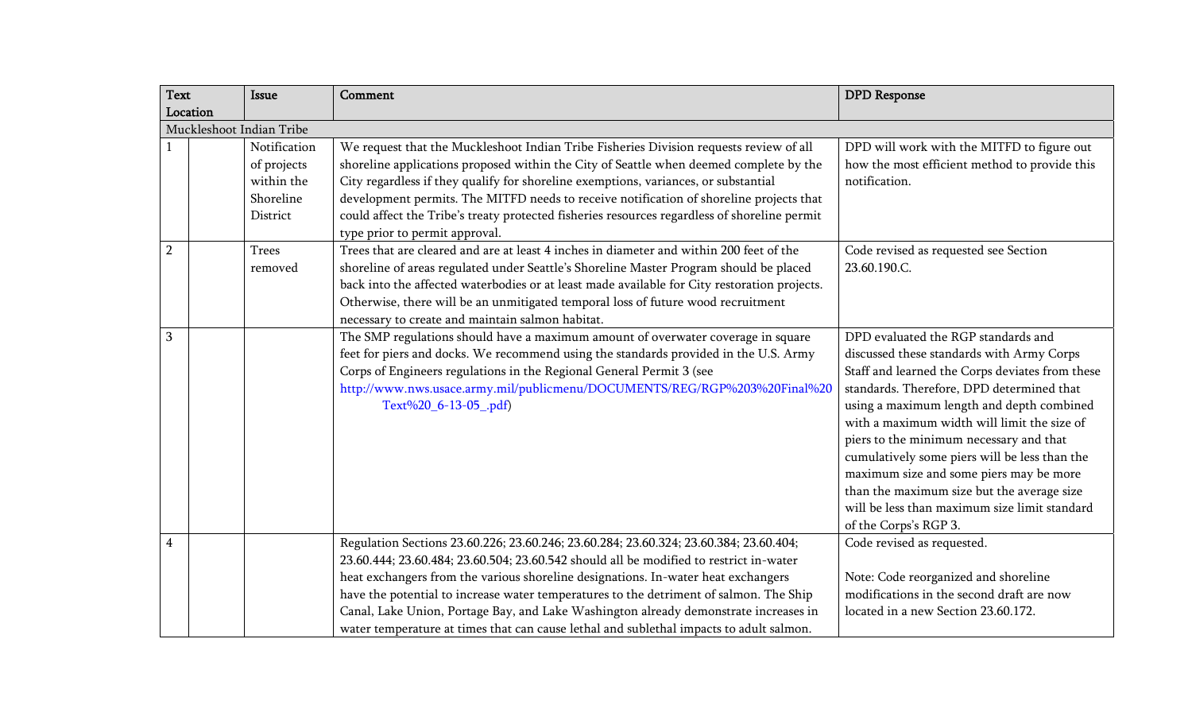| Text Location | | Issue | Comment | DPD Response |
|---|---|---|---|---|
| Muckleshoot Indian Tribe | | | | |
| 1 | | Notification of projects within the Shoreline District | We request that the Muckleshoot Indian Tribe Fisheries Division requests review of all shoreline applications proposed within the City of Seattle when deemed complete by the City regardless if they qualify for shoreline exemptions, variances, or substantial development permits. The MITFD needs to receive notification of shoreline projects that could affect the Tribe's treaty protected fisheries resources regardless of shoreline permit type prior to permit approval. | DPD will work with the MITFD to figure out how the most efficient method to provide this notification. |
| 2 | | Trees removed | Trees that are cleared and are at least 4 inches in diameter and within 200 feet of the shoreline of areas regulated under Seattle's Shoreline Master Program should be placed back into the affected waterbodies or at least made available for City restoration projects. Otherwise, there will be an unmitigated temporal loss of future wood recruitment necessary to create and maintain salmon habitat. | Code revised as requested see Section 23.60.190.C. |
| 3 | | | The SMP regulations should have a maximum amount of overwater coverage in square feet for piers and docks. We recommend using the standards provided in the U.S. Army Corps of Engineers regulations in the Regional General Permit 3 (see http://www.nws.usace.army.mil/publicmenu/DOCUMENTS/REG/RGP%203%20Final%20Text%20_6-13-05_.pdf) | DPD evaluated the RGP standards and discussed these standards with Army Corps Staff and learned the Corps deviates from these standards. Therefore, DPD determined that using a maximum length and depth combined with a maximum width will limit the size of piers to the minimum necessary and that cumulatively some piers will be less than the maximum size and some piers may be more than the maximum size but the average size will be less than maximum size limit standard of the Corps's RGP 3. |
| 4 | | | Regulation Sections 23.60.226; 23.60.246; 23.60.284; 23.60.324; 23.60.384; 23.60.404; 23.60.444; 23.60.484; 23.60.504; 23.60.542 should all be modified to restrict in-water heat exchangers from the various shoreline designations. In-water heat exchangers have the potential to increase water temperatures to the detriment of salmon. The Ship Canal, Lake Union, Portage Bay, and Lake Washington already demonstrate increases in water temperature at times that can cause lethal and sublethal impacts to adult salmon. | Code revised as requested.<br><br>Note: Code reorganized and shoreline modifications in the second draft are now located in a new Section 23.60.172. |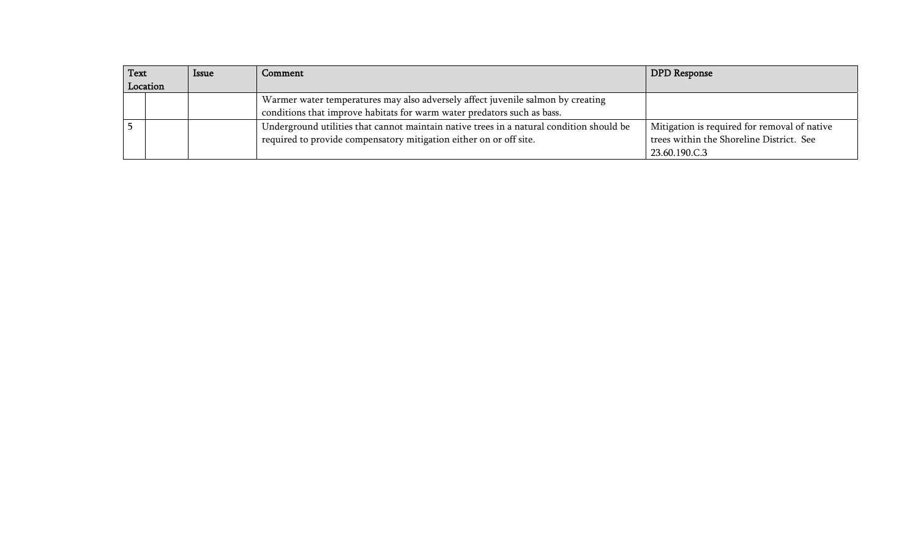| Text Location | | Issue | Comment | DPD Response |
|---|---|---|---|---|
| | | | Warmer water temperatures may also adversely affect juvenile salmon by creating conditions that improve habitats for warm water predators such as bass. | |
| 5 | | | Underground utilities that cannot maintain native trees in a natural condition should be required to provide compensatory mitigation either on or off site. | Mitigation is required for removal of native trees within the Shoreline District. See 23.60.190.C.3 |